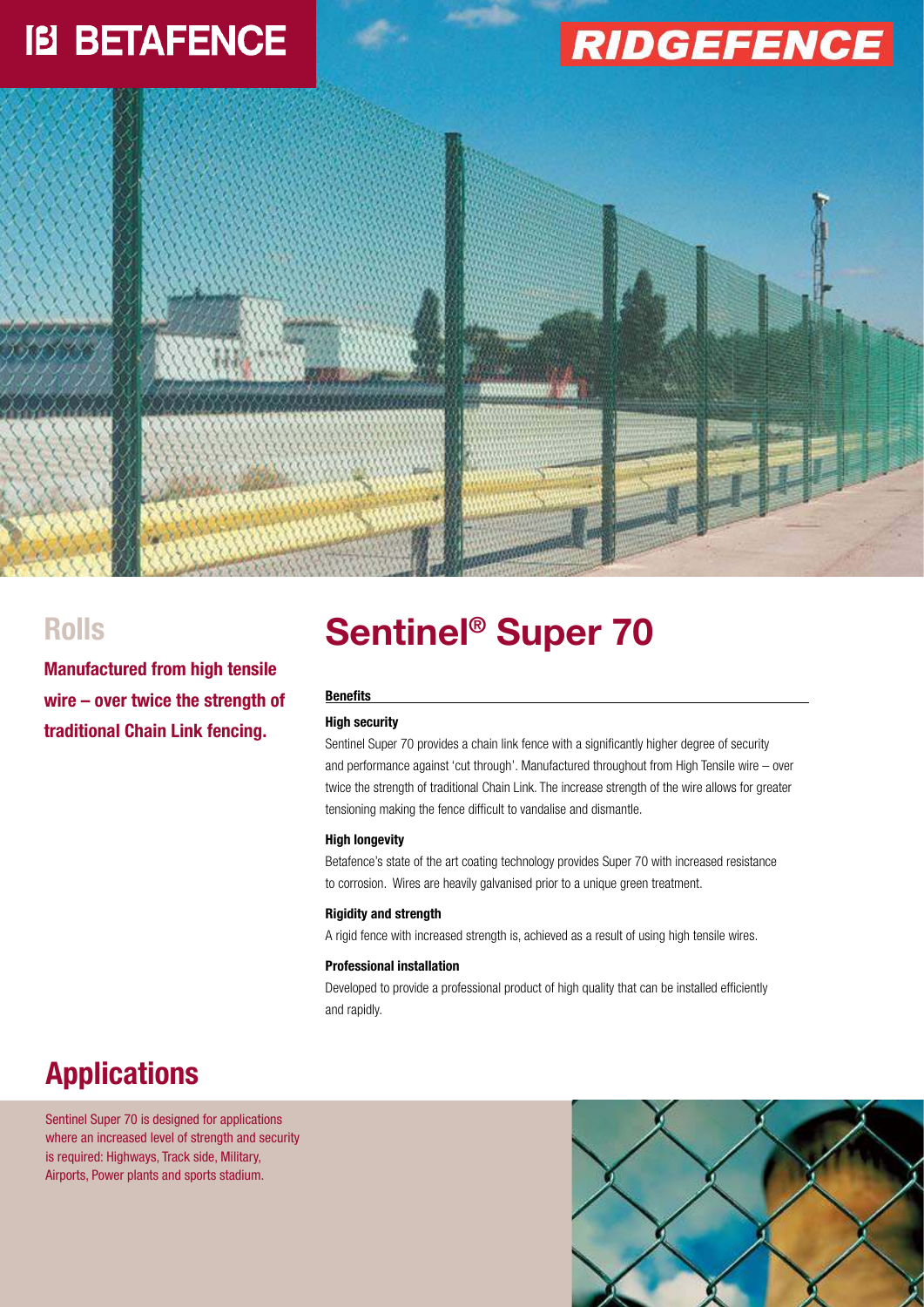# BETAFENCE

# RIDGEFENCE

## Rolls

**Manufactured from high tensile wire – over twice the strength of traditional Chain Link fencing.**

# Sentinel® Super 70

**Benefits**

**High security**

Sentinel Super 70 provides a chain link fence with a significantly higher degree of security and performance against 'cut through'. Manufactured throughout from High Tensile wire – over twice the strength of traditional Chain Link. The increase strength of the wire allows for greater tensioning making the fence difficult to vandalise and dismantle.

**High longevity**

Betafence's state of the art coating technology provides Super 70 with increased resistance to corrosion. Wires are heavily galvanised prior to a unique green treatment.

**Rigidity and strength**

A rigid fence with increased strength is, achieved as a result of using high tensile wires.

**Professional installation**

Developed to provide a professional product of high quality that can be installed efficiently and rapidly.

## Applications

Sentinel Super 70 is designed for applications where an increased level of strength and security is required: Highways, Track side, Military, Airports, Power plants and sports stadium.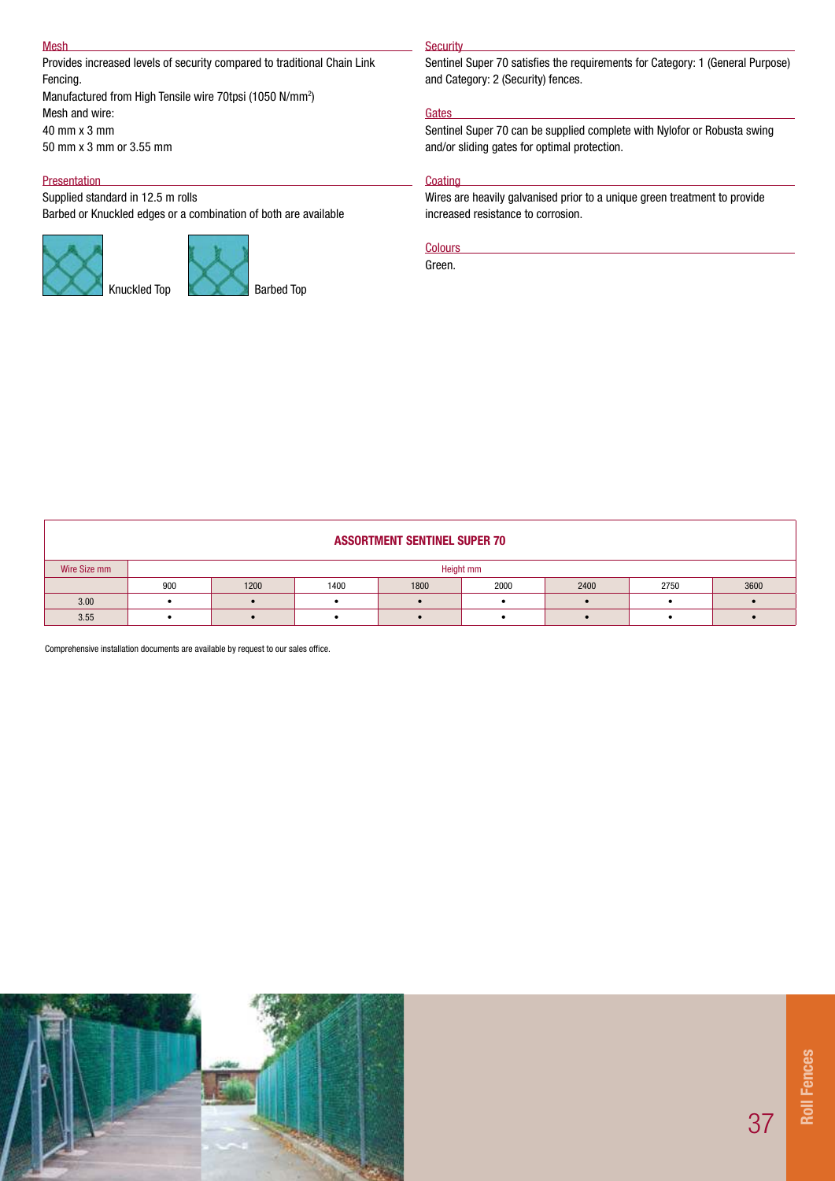## Mesh

Provides increased levels of security compared to traditional Chain Link Fencing.

Manufactured from High Tensile wire 70tpsi (1050 N/mm[2])

Mesh and wire:

40 mm x 3 mm

50 mm x 3 mm or 3.55 mm

## Presentation

Supplied standard in 12.5 m rolls

Barbed or Knuckled edges or a combination of both are available

Knuckled Top

Barbed Top

## Security

Sentinel Super 70 satisfies the requirements for Category: 1 (General Purpose) and Category: 2 (Security) fences.

## Gates

Sentinel Super 70 can be supplied complete with Nylofor or Robusta swing and/or sliding gates for optimal protection.

## Coating

Wires are heavily galvanised prior to a unique green treatment to provide increased resistance to corrosion.

## Colours

Green.

**ASSORTMENT SENTINEL SUPER 70**

| Wire Size mm | Height mm | | | | | | | |
|---|---|---|---|---|---|---|---|---|
| | 900 | 1200 | 1400 | 1800 | 2000 | 2400 | 2750 | 3600 |
| 3.00 | • | • | • | • | • | • | • | • |
| 3.55 | • | • | • | • | • | • | • | • |

Comprehensive installation documents are available by request to our sales office.

Roll Fences